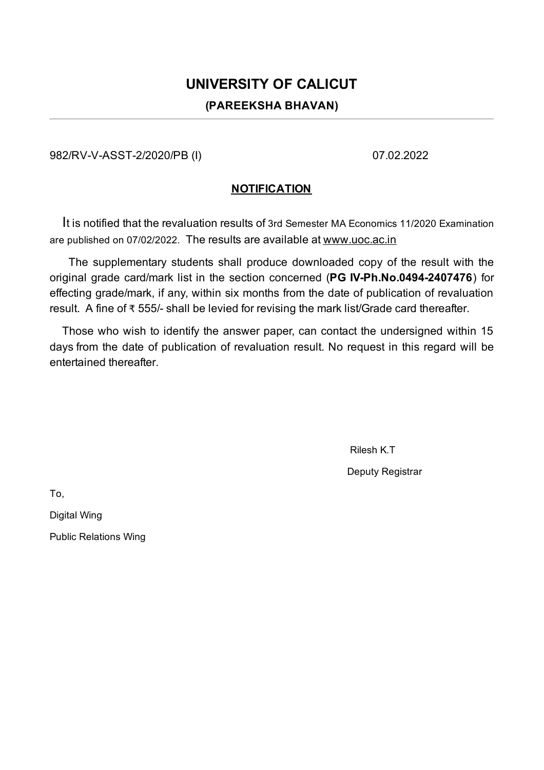# UNIVERSITY OF CALICUT

### (PAREEKSHA BHAVAN)

---

982/RV-V-ASST-2/2020/PB (I)                                                                 07.02.2022

## NOTIFICATION

It is notified that the revaluation results of 3rd Semester MA Economics 11/2020 Examination are published on 07/02/2022. The results are available at www.uoc.ac.in

The supplementary students shall produce downloaded copy of the result with the original grade card/mark list in the section concerned (**PG IV-Ph.No.0494-2407476**) for effecting grade/mark, if any, within six months from the date of publication of revaluation result. A fine of ₹ 555/- shall be levied for revising the mark list/Grade card thereafter.

Those who wish to identify the answer paper, can contact the undersigned within 15 days from the date of publication of revaluation result. No request in this regard will be entertained thereafter.

Rilesh K.T

Deputy Registrar

To,

Digital Wing

Public Relations Wing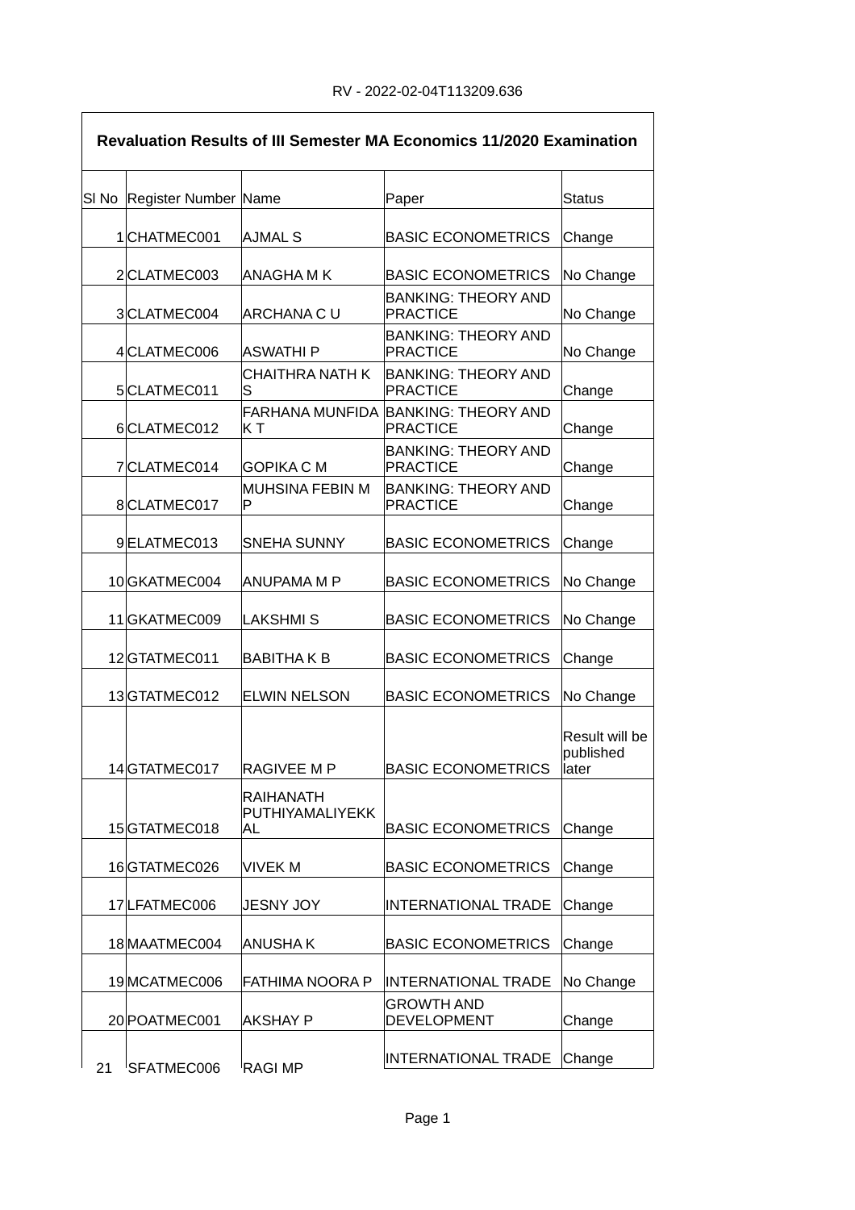RV - 2022-02-04T113209.636

| Revaluation Results of III Semester MA Economics 11/2020 Examination | | | | |
|---|---|---|---|---|
| Sl No | Register Number | Name | Paper | Status |
| 1 | CHATMEC001 | AJMAL S | BASIC ECONOMETRICS | Change |
| 2 | CLATMEC003 | ANAGHA M K | BASIC ECONOMETRICS | No Change |
| 3 | CLATMEC004 | ARCHANA C U | BANKING: THEORY AND PRACTICE | No Change |
| 4 | CLATMEC006 | ASWATHI P | BANKING: THEORY AND PRACTICE | No Change |
| 5 | CLATMEC011 | CHAITHRA NATH K S | BANKING: THEORY AND PRACTICE | Change |
| 6 | CLATMEC012 | FARHANA MUNFIDA K T | BANKING: THEORY AND PRACTICE | Change |
| 7 | CLATMEC014 | GOPIKA C M | BANKING: THEORY AND PRACTICE | Change |
| 8 | CLATMEC017 | MUHSINA FEBIN M P | BANKING: THEORY AND PRACTICE | Change |
| 9 | ELATMEC013 | SNEHA SUNNY | BASIC ECONOMETRICS | Change |
| 10 | GKATMEC004 | ANUPAMA M P | BASIC ECONOMETRICS | No Change |
| 11 | GKATMEC009 | LAKSHMI S | BASIC ECONOMETRICS | No Change |
| 12 | GTATMEC011 | BABITHA K B | BASIC ECONOMETRICS | Change |
| 13 | GTATMEC012 | ELWIN NELSON | BASIC ECONOMETRICS | No Change |
| 14 | GTATMEC017 | RAGIVEE M P | BASIC ECONOMETRICS | Result will be published later |
| 15 | GTATMEC018 | RAIHANATH PUTHIYAMALIYEKKAL | BASIC ECONOMETRICS | Change |
| 16 | GTATMEC026 | VIVEK M | BASIC ECONOMETRICS | Change |
| 17 | LFATMEC006 | JESNY JOY | INTERNATIONAL TRADE | Change |
| 18 | MAATMEC004 | ANUSHA K | BASIC ECONOMETRICS | Change |
| 19 | MCATMEC006 | FATHIMA NOORA P | INTERNATIONAL TRADE | No Change |
| 20 | POATMEC001 | AKSHAY P | GROWTH AND DEVELOPMENT | Change |
| 21 | SFATMEC006 | RAGI MP | INTERNATIONAL TRADE | Change |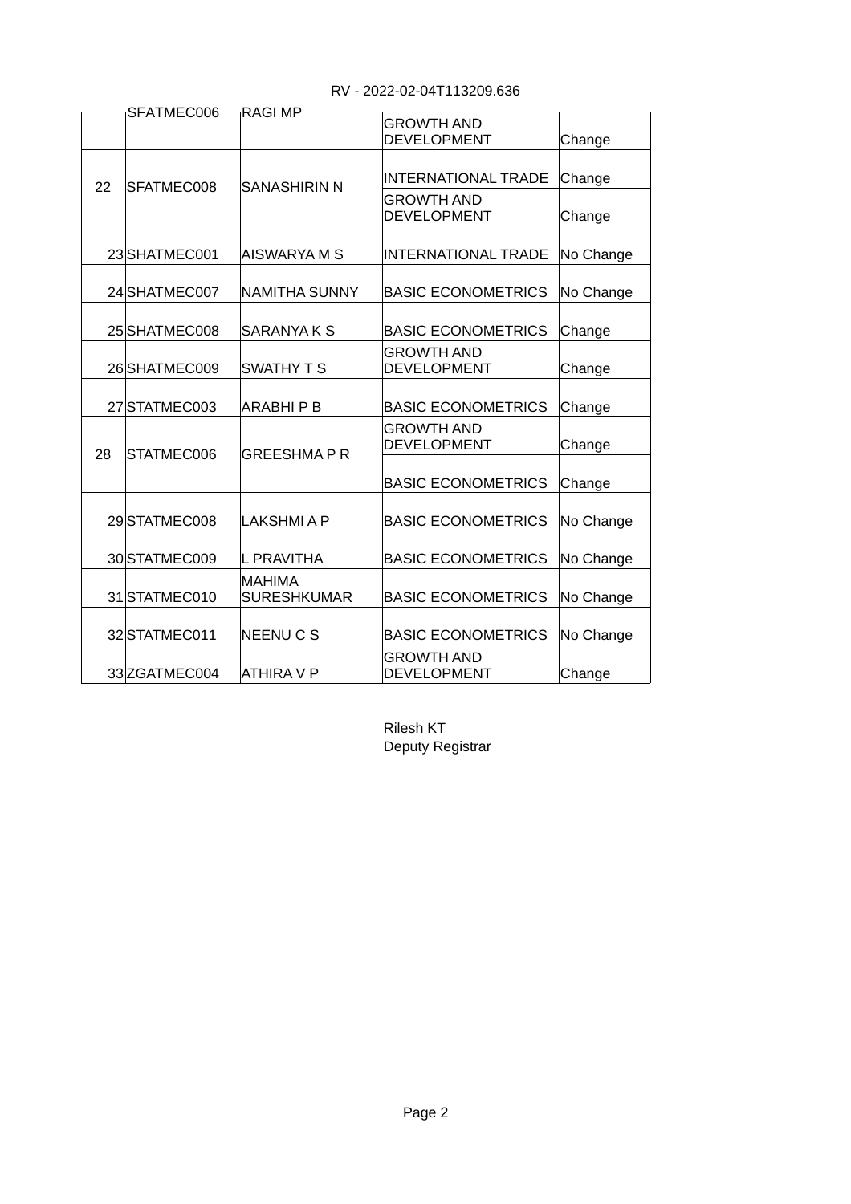RV - 2022-02-04T113209.636

| | | | | |
|---|---|---|---|---|
| | SFATMEC006 | RAGI MP | GROWTH AND DEVELOPMENT | Change |
| 22 | SFATMEC008 | SANASHIRIN N | INTERNATIONAL TRADE | Change |
| | | | GROWTH AND DEVELOPMENT | Change |
| 23 | SHATMEC001 | AISWARYA M S | INTERNATIONAL TRADE | No Change |
| 24 | SHATMEC007 | NAMITHA SUNNY | BASIC ECONOMETRICS | No Change |
| 25 | SHATMEC008 | SARANYA K S | BASIC ECONOMETRICS | Change |
| 26 | SHATMEC009 | SWATHY T S | GROWTH AND DEVELOPMENT | Change |
| 27 | STATMEC003 | ARABHI P B | BASIC ECONOMETRICS | Change |
| 28 | STATMEC006 | GREESHMA P R | GROWTH AND DEVELOPMENT | Change |
| | | | BASIC ECONOMETRICS | Change |
| 29 | STATMEC008 | LAKSHMI A P | BASIC ECONOMETRICS | No Change |
| 30 | STATMEC009 | L PRAVITHA | BASIC ECONOMETRICS | No Change |
| 31 | STATMEC010 | MAHIMA SURESHKUMAR | BASIC ECONOMETRICS | No Change |
| 32 | STATMEC011 | NEENU C S | BASIC ECONOMETRICS | No Change |
| 33 | ZGATMEC004 | ATHIRA V P | GROWTH AND DEVELOPMENT | Change |

Rilesh KT
Deputy Registrar